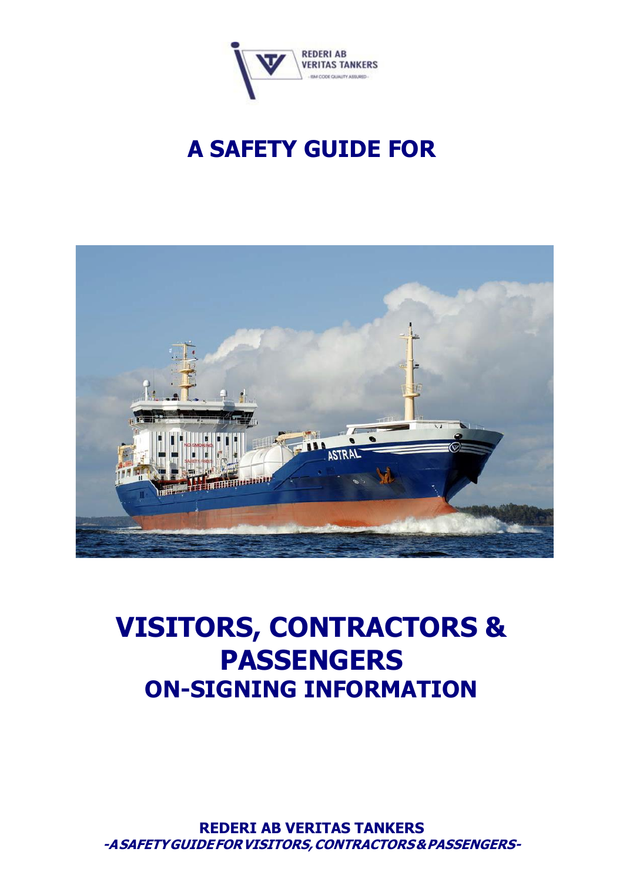REDERI AB VERITAS TANKERS
- ISM CODE QUALITY ASSURED -

# A SAFETY GUIDE FOR

# VISITORS, CONTRACTORS & PASSENGERS

## ON-SIGNING INFORMATION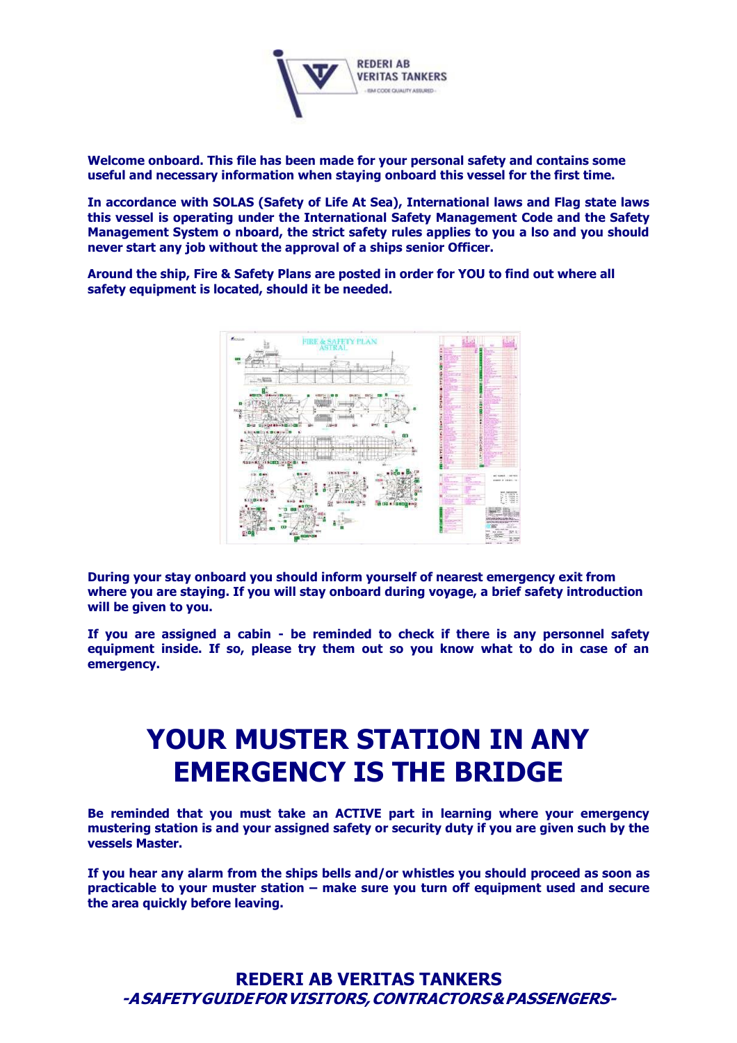**Welcome onboard. This file has been made for your personal safety and contains some useful and necessary information when staying onboard this vessel for the first time.**

**In accordance with SOLAS (Safety of Life At Sea), International laws and Flag state laws this vessel is operating under the International Safety Management Code and the Safety Management System o nboard, the strict safety rules applies to you a lso and you should never start any job without the approval of a ships senior Officer.**

**Around the ship, Fire & Safety Plans are posted in order for YOU to find out where all safety equipment is located, should it be needed.**

**During your stay onboard you should inform yourself of nearest emergency exit from where you are staying. If you will stay onboard during voyage, a brief safety introduction will be given to you.**

**If you are assigned a cabin - be reminded to check if there is any personnel safety equipment inside. If so, please try them out so you know what to do in case of an emergency.**

# YOUR MUSTER STATION IN ANY EMERGENCY IS THE BRIDGE

**Be reminded that you must take an ACTIVE part in learning where your emergency mustering station is and your assigned safety or security duty if you are given such by the vessels Master.**

**If you hear any alarm from the ships bells and/or whistles you should proceed as soon as practicable to your muster station – make sure you turn off equipment used and secure the area quickly before leaving.**

**REDERI AB VERITAS TANKERS**
***-A SAFETY GUIDE FOR VISITORS, CONTRACTORS & PASSENGERS-***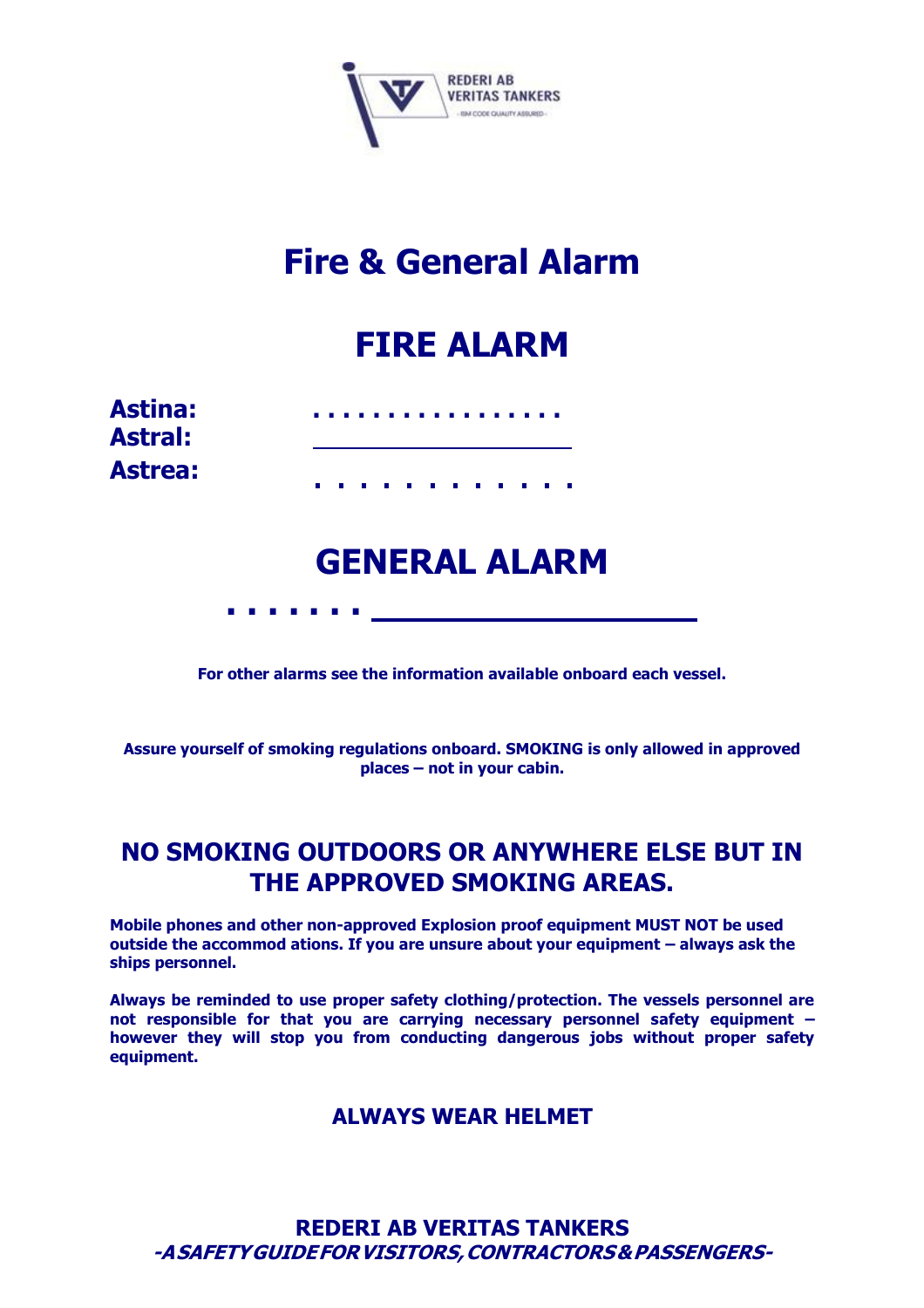# Fire & General Alarm

## FIRE ALARM

**Astina:** . . . . . . . . . . . . . . . . .
**Astral:** \_\_\_\_\_\_\_\_\_\_\_\_\_\_\_\_\_\_\_\_
**Astrea:** . . . . . . . . . . . .

## GENERAL ALARM

. . . . . . . \_\_\_\_\_\_\_\_\_\_\_\_\_\_\_\_\_\_\_\_

**For other alarms see the information available onboard each vessel.**

**Assure yourself of smoking regulations onboard. SMOKING is only allowed in approved places – not in your cabin.**

### NO SMOKING OUTDOORS OR ANYWHERE ELSE BUT IN THE APPROVED SMOKING AREAS.

**Mobile phones and other non-approved Explosion proof equipment MUST NOT be used outside the accommod ations. If you are unsure about your equipment – always ask the ships personnel.**

**Always be reminded to use proper safety clothing/protection. The vessels personnel are not responsible for that you are carrying necessary personnel safety equipment – however they will stop you from conducting dangerous jobs without proper safety equipment.**

### ALWAYS WEAR HELMET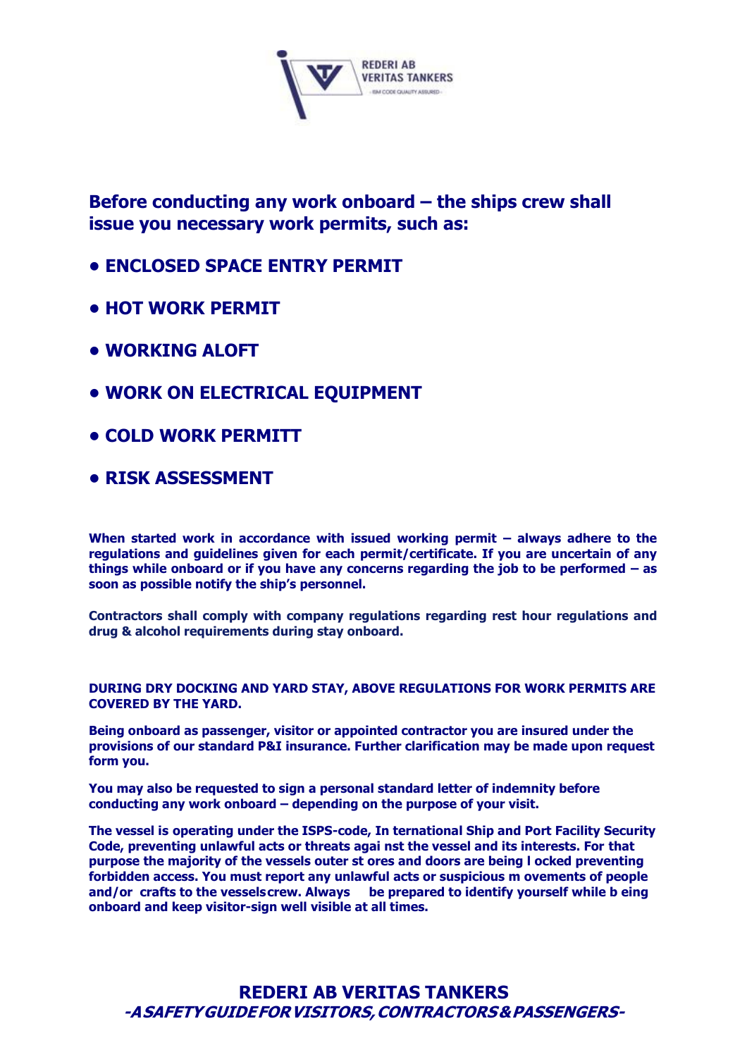**Before conducting any work onboard – the ships crew shall issue you necessary work permits, such as:**

- **ENCLOSED SPACE ENTRY PERMIT**
- **HOT WORK PERMIT**
- **WORKING ALOFT**
- **WORK ON ELECTRICAL EQUIPMENT**
- **COLD WORK PERMITT**
- **RISK ASSESSMENT**

**When started work in accordance with issued working permit – always adhere to the regulations and guidelines given for each permit/certificate. If you are uncertain of any things while onboard or if you have any concerns regarding the job to be performed – as soon as possible notify the ship's personnel.**

**Contractors shall comply with company regulations regarding rest hour regulations and drug & alcohol requirements during stay onboard.**

**DURING DRY DOCKING AND YARD STAY, ABOVE REGULATIONS FOR WORK PERMITS ARE COVERED BY THE YARD.**

**Being onboard as passenger, visitor or appointed contractor you are insured under the provisions of our standard P&I insurance. Further clarification may be made upon request form you.**

**You may also be requested to sign a personal standard letter of indemnity before conducting any work onboard – depending on the purpose of your visit.**

**The vessel is operating under the ISPS-code, In ternational Ship and Port Facility Security Code, preventing unlawful acts or threats agai nst the vessel and its interests. For that purpose the majority of the vessels outer st ores and doors are being l ocked preventing forbidden access. You must report any unlawful acts or suspicious m ovements of people and/or crafts to the vesselscrew. Always be prepared to identify yourself while b eing onboard and keep visitor-sign well visible at all times.**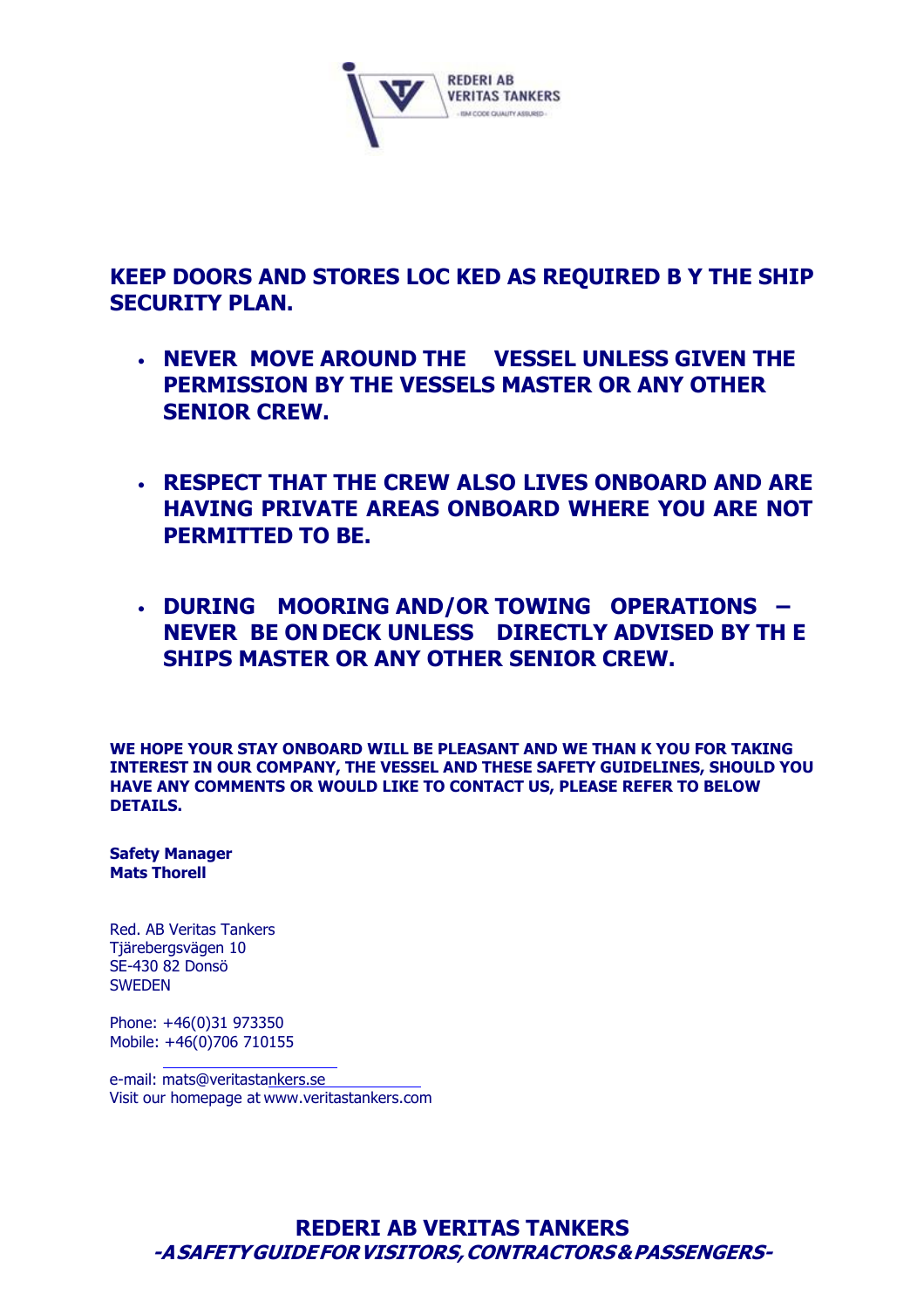**KEEP DOORS AND STORES LOCKED AS REQUIRED BY THE SHIP SECURITY PLAN.**

- **NEVER MOVE AROUND THE VESSEL UNLESS GIVEN THE PERMISSION BY THE VESSELS MASTER OR ANY OTHER SENIOR CREW.**

- **RESPECT THAT THE CREW ALSO LIVES ONBOARD AND ARE HAVING PRIVATE AREAS ONBOARD WHERE YOU ARE NOT PERMITTED TO BE.**

- **DURING MOORING AND/OR TOWING OPERATIONS – NEVER BE ON DECK UNLESS DIRECTLY ADVISED BY THE SHIPS MASTER OR ANY OTHER SENIOR CREW.**

**WE HOPE YOUR STAY ONBOARD WILL BE PLEASANT AND WE THANK YOU FOR TAKING INTEREST IN OUR COMPANY, THE VESSEL AND THESE SAFETY GUIDELINES, SHOULD YOU HAVE ANY COMMENTS OR WOULD LIKE TO CONTACT US, PLEASE REFER TO BELOW DETAILS.**

**Safety Manager**
**Mats Thorell**

Red. AB Veritas Tankers
Tjärebergsvägen 10
SE-430 82 Donsö
SWEDEN

Phone: +46(0)31 973350
Mobile: +46(0)706 710155

e-mail: mats@veritastankers.se
Visit our homepage at www.veritastankers.com

**REDERI AB VERITAS TANKERS**
***-A SAFETY GUIDE FOR VISITORS, CONTRACTORS & PASSENGERS-***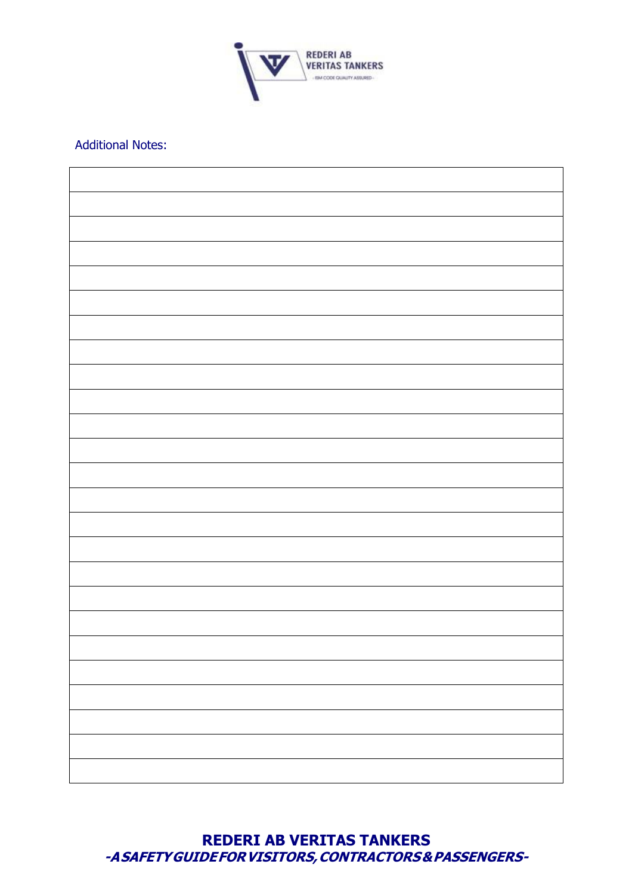Additional Notes:

| |
|---|
| |
| |
| |
| |
| |
| |
| |
| |
| |
| |
| |
| |
| |
| |
| |
| |
| |
| |
| |
| |
| |
| |
| |
| |